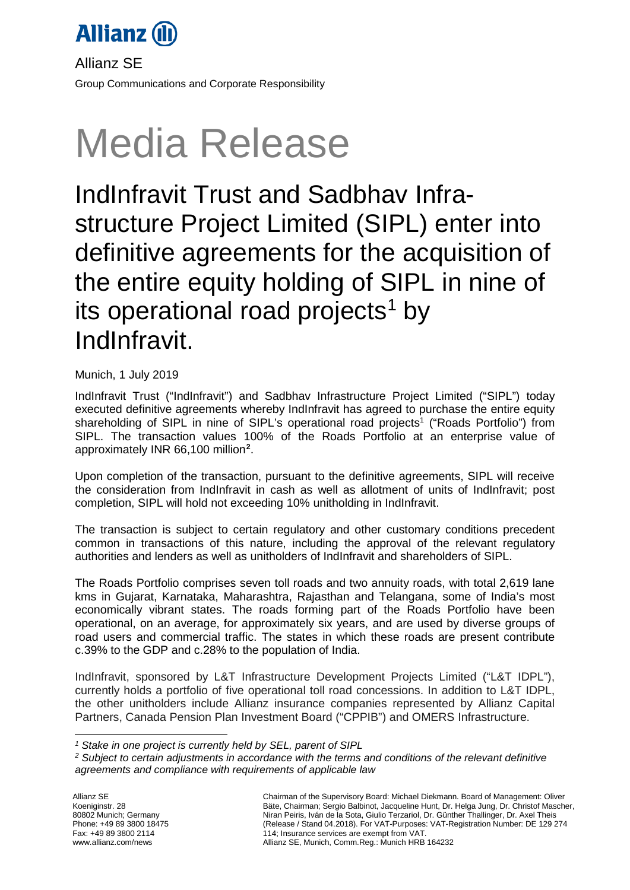Allianz SE

Group Communications and Corporate Responsibility

# Media Release

## IndInfravit Trust and Sadbhav Infrastructure Project Limited (SIPL) enter into definitive agreements for the acquisition of the entire equity holding of SIPL in nine of its operational road projects[1] by IndInfravit.

Munich, 1 July 2019

IndInfravit Trust ("IndInfravit") and Sadbhav Infrastructure Project Limited ("SIPL") today executed definitive agreements whereby IndInfravit has agreed to purchase the entire equity shareholding of SIPL in nine of SIPL's operational road projects[1] ("Roads Portfolio") from SIPL. The transaction values 100% of the Roads Portfolio at an enterprise value of approximately INR 66,100 million[2].

Upon completion of the transaction, pursuant to the definitive agreements, SIPL will receive the consideration from IndInfravit in cash as well as allotment of units of IndInfravit; post completion, SIPL will hold not exceeding 10% unitholding in IndInfravit.

The transaction is subject to certain regulatory and other customary conditions precedent common in transactions of this nature, including the approval of the relevant regulatory authorities and lenders as well as unitholders of IndInfravit and shareholders of SIPL.

The Roads Portfolio comprises seven toll roads and two annuity roads, with total 2,619 lane kms in Gujarat, Karnataka, Maharashtra, Rajasthan and Telangana, some of India's most economically vibrant states. The roads forming part of the Roads Portfolio have been operational, on an average, for approximately six years, and are used by diverse groups of road users and commercial traffic. The states in which these roads are present contribute c.39% to the GDP and c.28% to the population of India.

IndInfravit, sponsored by L&T Infrastructure Development Projects Limited ("L&T IDPL"), currently holds a portfolio of five operational toll road concessions. In addition to L&T IDPL, the other unitholders include Allianz insurance companies represented by Allianz Capital Partners, Canada Pension Plan Investment Board ("CPPIB") and OMERS Infrastructure.

---

*[1] Stake in one project is currently held by SEL, parent of SIPL*

*[2] Subject to certain adjustments in accordance with the terms and conditions of the relevant definitive agreements and compliance with requirements of applicable law*

Allianz SE
Koeniginstr. 28
80802 Munich; Germany
Phone: +49 89 3800 18475
Fax: +49 89 3800 2114
www.allianz.com/news

Chairman of the Supervisory Board: Michael Diekmann. Board of Management: Oliver Bäte, Chairman; Sergio Balbinot, Jacqueline Hunt, Dr. Helga Jung, Dr. Christof Mascher, Niran Peiris, Iván de la Sota, Giulio Terzariol, Dr. Günther Thallinger, Dr. Axel Theis (Release / Stand 04.2018). For VAT-Purposes: VAT-Registration Number: DE 129 274 114; Insurance services are exempt from VAT.
Allianz SE, Munich, Comm.Reg.: Munich HRB 164232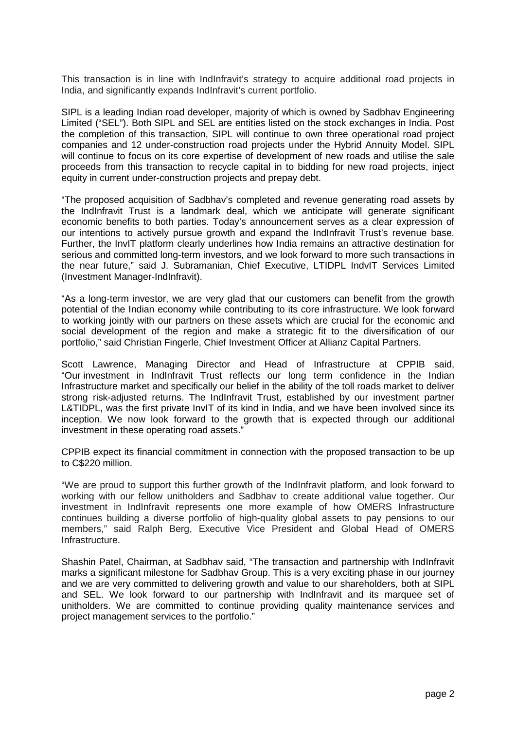This transaction is in line with IndInfravit's strategy to acquire additional road projects in India, and significantly expands IndInfravit's current portfolio.

SIPL is a leading Indian road developer, majority of which is owned by Sadbhav Engineering Limited ("SEL"). Both SIPL and SEL are entities listed on the stock exchanges in India. Post the completion of this transaction, SIPL will continue to own three operational road project companies and 12 under-construction road projects under the Hybrid Annuity Model. SIPL will continue to focus on its core expertise of development of new roads and utilise the sale proceeds from this transaction to recycle capital in to bidding for new road projects, inject equity in current under-construction projects and prepay debt.

"The proposed acquisition of Sadbhav's completed and revenue generating road assets by the IndInfravit Trust is a landmark deal, which we anticipate will generate significant economic benefits to both parties. Today's announcement serves as a clear expression of our intentions to actively pursue growth and expand the IndInfravit Trust's revenue base. Further, the InvIT platform clearly underlines how India remains an attractive destination for serious and committed long-term investors, and we look forward to more such transactions in the near future," said J. Subramanian, Chief Executive, LTIDPL IndvIT Services Limited (Investment Manager-IndInfravit).

"As a long-term investor, we are very glad that our customers can benefit from the growth potential of the Indian economy while contributing to its core infrastructure. We look forward to working jointly with our partners on these assets which are crucial for the economic and social development of the region and make a strategic fit to the diversification of our portfolio," said Christian Fingerle, Chief Investment Officer at Allianz Capital Partners.

Scott Lawrence, Managing Director and Head of Infrastructure at CPPIB said, "Our investment in IndInfravit Trust reflects our long term confidence in the Indian Infrastructure market and specifically our belief in the ability of the toll roads market to deliver strong risk-adjusted returns. The IndInfravit Trust, established by our investment partner L&TIDPL, was the first private InvIT of its kind in India, and we have been involved since its inception. We now look forward to the growth that is expected through our additional investment in these operating road assets."

CPPIB expect its financial commitment in connection with the proposed transaction to be up to C$220 million.

"We are proud to support this further growth of the IndInfravit platform, and look forward to working with our fellow unitholders and Sadbhav to create additional value together. Our investment in IndInfravit represents one more example of how OMERS Infrastructure continues building a diverse portfolio of high-quality global assets to pay pensions to our members," said Ralph Berg, Executive Vice President and Global Head of OMERS Infrastructure.

Shashin Patel, Chairman, at Sadbhav said, "The transaction and partnership with IndInfravit marks a significant milestone for Sadbhav Group. This is a very exciting phase in our journey and we are very committed to delivering growth and value to our shareholders, both at SIPL and SEL. We look forward to our partnership with IndInfravit and its marquee set of unitholders. We are committed to continue providing quality maintenance services and project management services to the portfolio."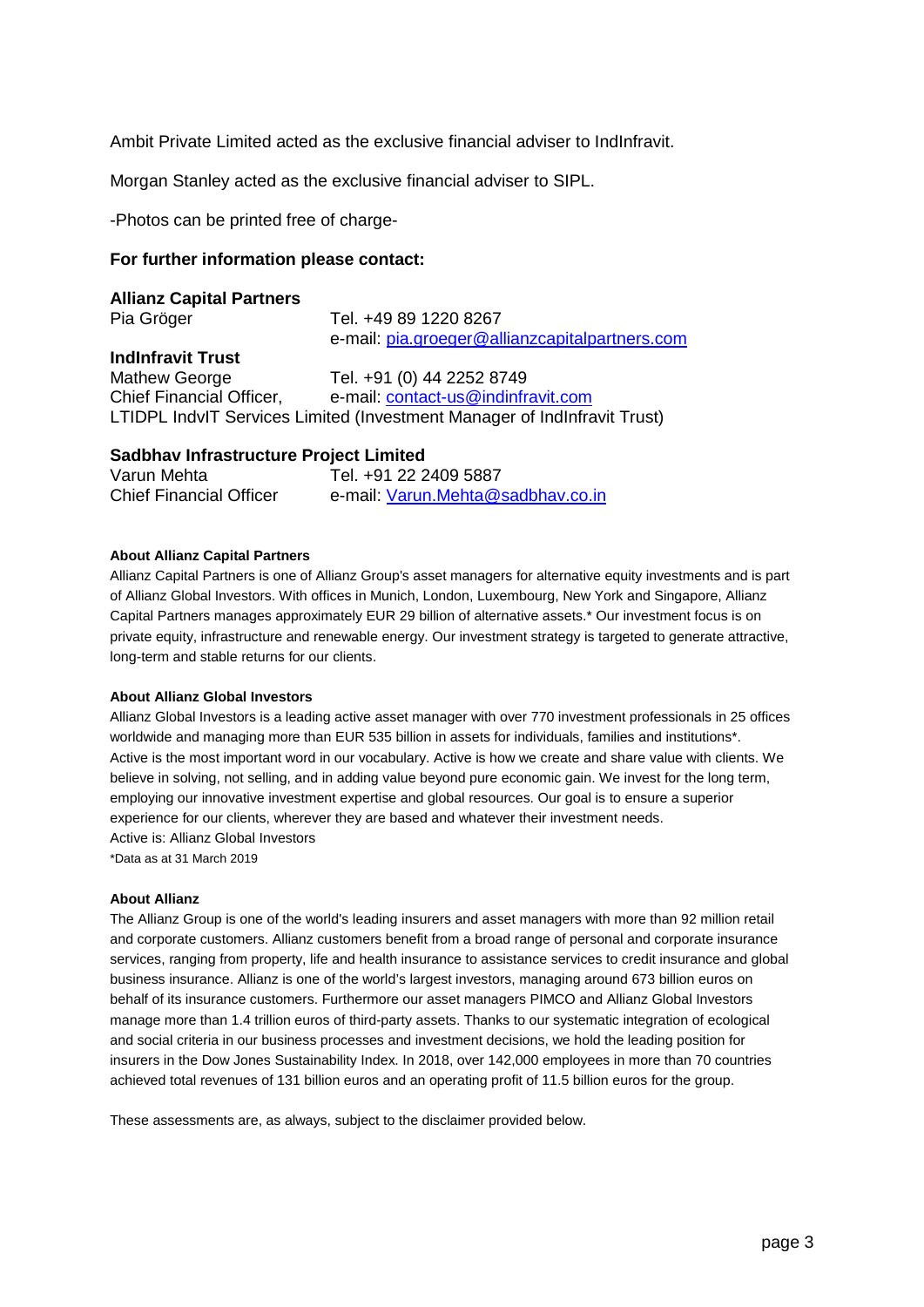Ambit Private Limited acted as the exclusive financial adviser to IndInfravit.

Morgan Stanley acted as the exclusive financial adviser to SIPL.

-Photos can be printed free of charge-

**For further information please contact:**

**Allianz Capital Partners**
Pia Gröger Tel. +49 89 1220 8267
e-mail: pia.groeger@allianzcapitalpartners.com

**IndInfravit Trust**
Mathew George Tel. +91 (0) 44 2252 8749
Chief Financial Officer, e-mail: contact-us@indinfravit.com
LTIDPL IndvIT Services Limited (Investment Manager of IndInfravit Trust)

**Sadbhav Infrastructure Project Limited**
Varun Mehta Tel. +91 22 2409 5887
Chief Financial Officer e-mail: Varun.Mehta@sadbhav.co.in

**About Allianz Capital Partners**

Allianz Capital Partners is one of Allianz Group's asset managers for alternative equity investments and is part of Allianz Global Investors. With offices in Munich, London, Luxembourg, New York and Singapore, Allianz Capital Partners manages approximately EUR 29 billion of alternative assets.* Our investment focus is on private equity, infrastructure and renewable energy. Our investment strategy is targeted to generate attractive, long-term and stable returns for our clients.

**About Allianz Global Investors**

Allianz Global Investors is a leading active asset manager with over 770 investment professionals in 25 offices worldwide and managing more than EUR 535 billion in assets for individuals, families and institutions*. Active is the most important word in our vocabulary. Active is how we create and share value with clients. We believe in solving, not selling, and in adding value beyond pure economic gain. We invest for the long term, employing our innovative investment expertise and global resources. Our goal is to ensure a superior experience for our clients, wherever they are based and whatever their investment needs.
Active is: Allianz Global Investors
*Data as at 31 March 2019

**About Allianz**

The Allianz Group is one of the world's leading insurers and asset managers with more than 92 million retail and corporate customers. Allianz customers benefit from a broad range of personal and corporate insurance services, ranging from property, life and health insurance to assistance services to credit insurance and global business insurance. Allianz is one of the world's largest investors, managing around 673 billion euros on behalf of its insurance customers. Furthermore our asset managers PIMCO and Allianz Global Investors manage more than 1.4 trillion euros of third-party assets. Thanks to our systematic integration of ecological and social criteria in our business processes and investment decisions, we hold the leading position for insurers in the Dow Jones Sustainability Index. In 2018, over 142,000 employees in more than 70 countries achieved total revenues of 131 billion euros and an operating profit of 11.5 billion euros for the group.

These assessments are, as always, subject to the disclaimer provided below.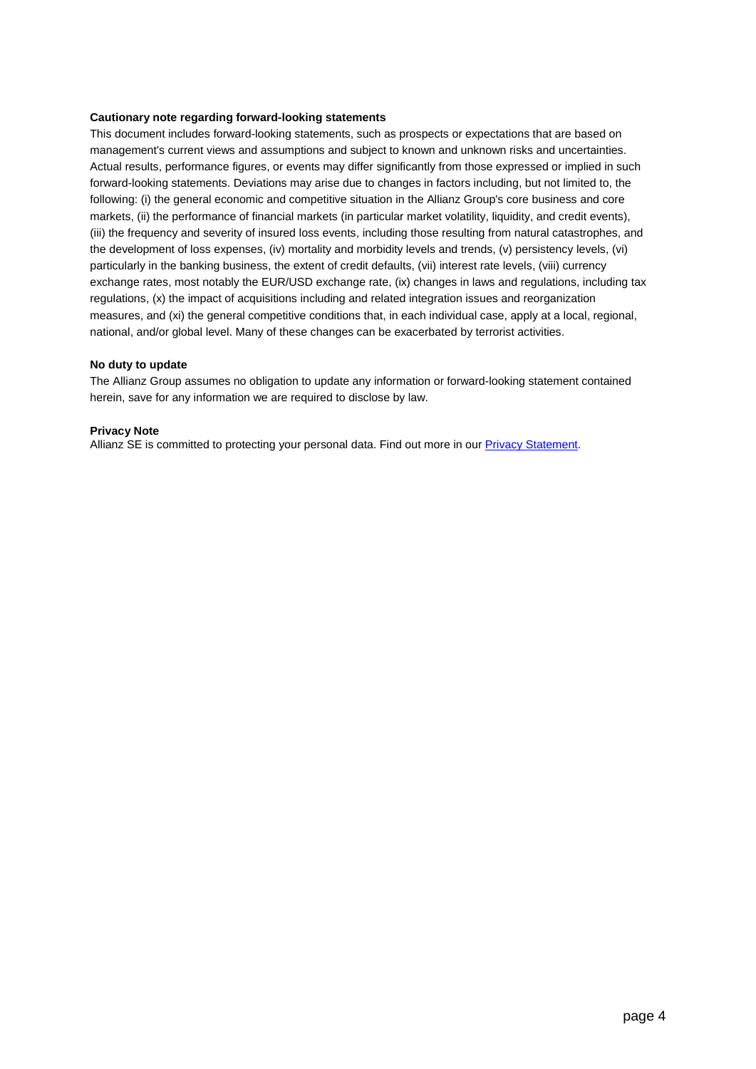**Cautionary note regarding forward-looking statements**

This document includes forward-looking statements, such as prospects or expectations that are based on management's current views and assumptions and subject to known and unknown risks and uncertainties. Actual results, performance figures, or events may differ significantly from those expressed or implied in such forward-looking statements. Deviations may arise due to changes in factors including, but not limited to, the following: (i) the general economic and competitive situation in the Allianz Group's core business and core markets, (ii) the performance of financial markets (in particular market volatility, liquidity, and credit events), (iii) the frequency and severity of insured loss events, including those resulting from natural catastrophes, and the development of loss expenses, (iv) mortality and morbidity levels and trends, (v) persistency levels, (vi) particularly in the banking business, the extent of credit defaults, (vii) interest rate levels, (viii) currency exchange rates, most notably the EUR/USD exchange rate, (ix) changes in laws and regulations, including tax regulations, (x) the impact of acquisitions including and related integration issues and reorganization measures, and (xi) the general competitive conditions that, in each individual case, apply at a local, regional, national, and/or global level. Many of these changes can be exacerbated by terrorist activities.

**No duty to update**

The Allianz Group assumes no obligation to update any information or forward-looking statement contained herein, save for any information we are required to disclose by law.

**Privacy Note**

Allianz SE is committed to protecting your personal data. Find out more in our Privacy Statement.